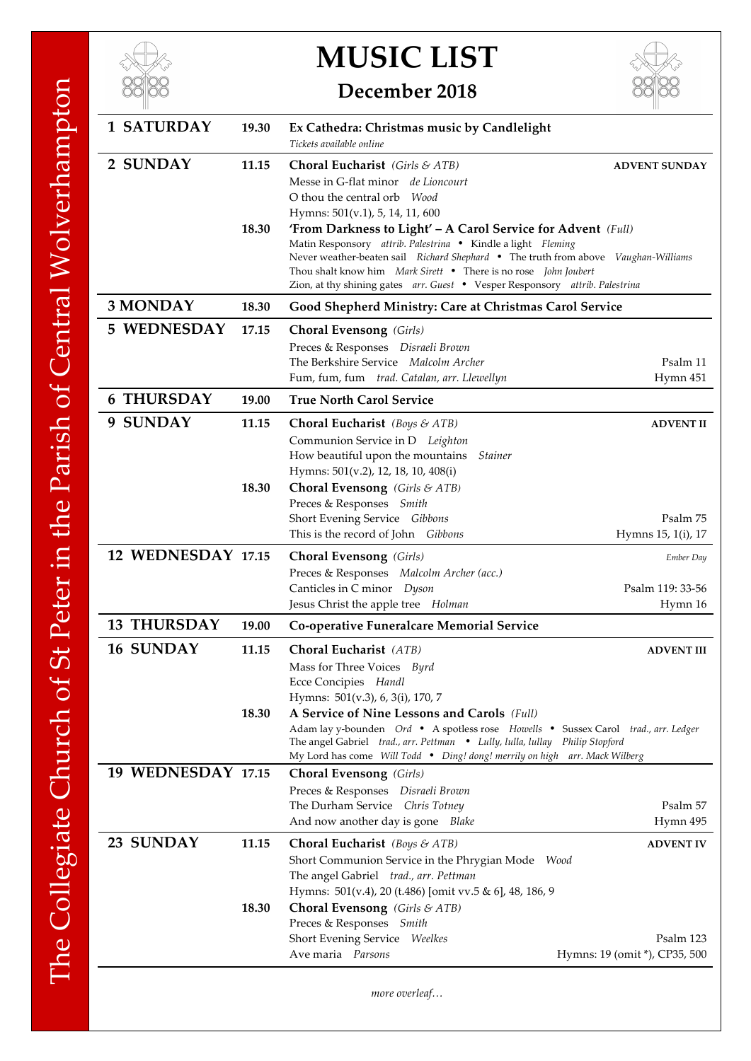The Collegiate Church of St Peter in the Parish of Central Wolverhampton

# MUSIC LIST

## December 2018

| Date | Time | Service | |
|---|---|---|---|
| **1 SATURDAY** | **19.30** | **Ex Cathedra: Christmas music by Candlelight**<br>*Tickets available online* | |
| **2 SUNDAY** | **11.15** | **Choral Eucharist** *(Girls & ATB)*<br>Messe in G-flat minor *de Lioncourt*<br>O thou the central orb *Wood*<br>Hymns: 501(v.1), 5, 14, 11, 600 | **ADVENT SUNDAY** |
| | **18.30** | **'From Darkness to Light' – A Carol Service for Advent** *(Full)*<br>Matin Responsory *attrib. Palestrina* • Kindle a light *Fleming*<br>Never weather-beaten sail *Richard Shephard* • The truth from above *Vaughan-Williams*<br>Thou shalt know him *Mark Sirett* • There is no rose *John Joubert*<br>Zion, at thy shining gates *arr. Guest* • Vesper Responsory *attrib. Palestrina* | |
| **3 MONDAY** | **18.30** | **Good Shepherd Ministry: Care at Christmas Carol Service** | |
| **5 WEDNESDAY** | **17.15** | **Choral Evensong** *(Girls)*<br>Preces & Responses *Disraeli Brown*<br>The Berkshire Service *Malcolm Archer*<br>Fum, fum, fum *trad. Catalan, arr. Llewellyn* | Psalm 11<br>Hymn 451 |
| **6 THURSDAY** | **19.00** | **True North Carol Service** | |
| **9 SUNDAY** | **11.15** | **Choral Eucharist** *(Boys & ATB)*<br>Communion Service in D *Leighton*<br>How beautiful upon the mountains *Stainer*<br>Hymns: 501(v.2), 12, 18, 10, 408(i) | **ADVENT II** |
| | **18.30** | **Choral Evensong** *(Girls & ATB)*<br>Preces & Responses *Smith*<br>Short Evening Service *Gibbons*<br>This is the record of John *Gibbons* | Psalm 75<br>Hymns 15, 1(i), 17 |
| **12 WEDNESDAY** | **17.15** | **Choral Evensong** *(Girls)*<br>Preces & Responses *Malcolm Archer (acc.)*<br>Canticles in C minor *Dyson*<br>Jesus Christ the apple tree *Holman* | *Ember Day*<br>Psalm 119: 33-56<br>Hymn 16 |
| **13 THURSDAY** | **19.00** | **Co-operative Funeralcare Memorial Service** | |
| **16 SUNDAY** | **11.15** | **Choral Eucharist** *(ATB)*<br>Mass for Three Voices *Byrd*<br>Ecce Concipies *Handl*<br>Hymns: 501(v.3), 6, 3(i), 170, 7 | **ADVENT III** |
| | **18.30** | **A Service of Nine Lessons and Carols** *(Full)*<br>Adam lay y-bounden *Ord* • A spotless rose *Howells* • Sussex Carol *trad., arr. Ledger*<br>The angel Gabriel *trad., arr. Pettman* • *Lully, lulla, lullay* *Philip Stopford*<br>My Lord has come *Will Todd* • *Ding! dong! merrily on high* *arr. Mack Wilberg* | |
| **19 WEDNESDAY** | **17.15** | **Choral Evensong** *(Girls)*<br>Preces & Responses *Disraeli Brown*<br>The Durham Service *Chris Totney*<br>And now another day is gone *Blake* | Psalm 57<br>Hymn 495 |
| **23 SUNDAY** | **11.15** | **Choral Eucharist** *(Boys & ATB)*<br>Short Communion Service in the Phrygian Mode *Wood*<br>The angel Gabriel *trad., arr. Pettman*<br>Hymns: 501(v.4), 20 (t.486) [omit vv.5 & 6], 48, 186, 9 | **ADVENT IV** |
| | **18.30** | **Choral Evensong** *(Girls & ATB)*<br>Preces & Responses *Smith*<br>Short Evening Service *Weelkes*<br>Ave maria *Parsons* | Psalm 123<br>Hymns: 19 (omit *), CP35, 500 |

*more overleaf…*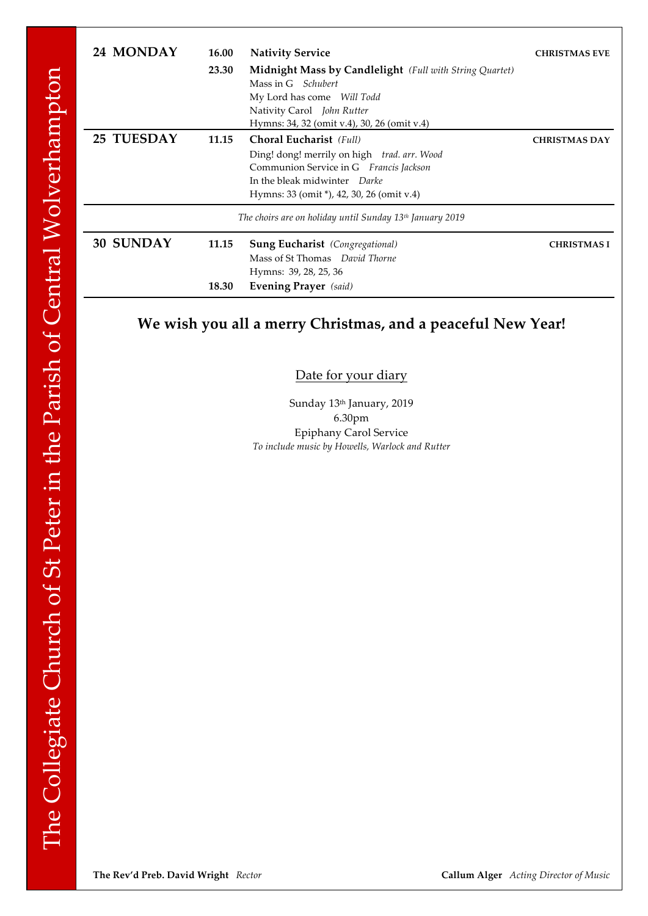| | | | |
|---|---|---|---|
| **24 MONDAY** | **16.00** | **Nativity Service** | **CHRISTMAS EVE** |
| | **23.30** | **Midnight Mass by Candlelight** *(Full with String Quartet)*<br>Mass in G *Schubert*<br>My Lord has come *Will Todd*<br>Nativity Carol *John Rutter*<br>Hymns: 34, 32 (omit v.4), 30, 26 (omit v.4) | |
| **25 TUESDAY** | **11.15** | **Choral Eucharist** *(Full)*<br>Ding! dong! merrily on high *trad. arr. Wood*<br>Communion Service in G *Francis Jackson*<br>In the bleak midwinter *Darke*<br>Hymns: 33 (omit *), 42, 30, 26 (omit v.4) | **CHRISTMAS DAY** |

*The choirs are on holiday until Sunday 13th January 2019*

| | | | |
|---|---|---|---|
| **30 SUNDAY** | **11.15** | **Sung Eucharist** *(Congregational)*<br>Mass of St Thomas *David Thorne*<br>Hymns: 39, 28, 25, 36 | **CHRISTMAS I** |
| | **18.30** | **Evening Prayer** *(said)* | |

## We wish you all a merry Christmas, and a peaceful New Year!

Date for your diary

Sunday 13th January, 2019
6.30pm
Epiphany Carol Service
*To include music by Howells, Warlock and Rutter*

The Collegiate Church of St Peter in the Parish of Central Wolverhampton

**The Rev'd Preb. David Wright** *Rector*

**Callum Alger** *Acting Director of Music*